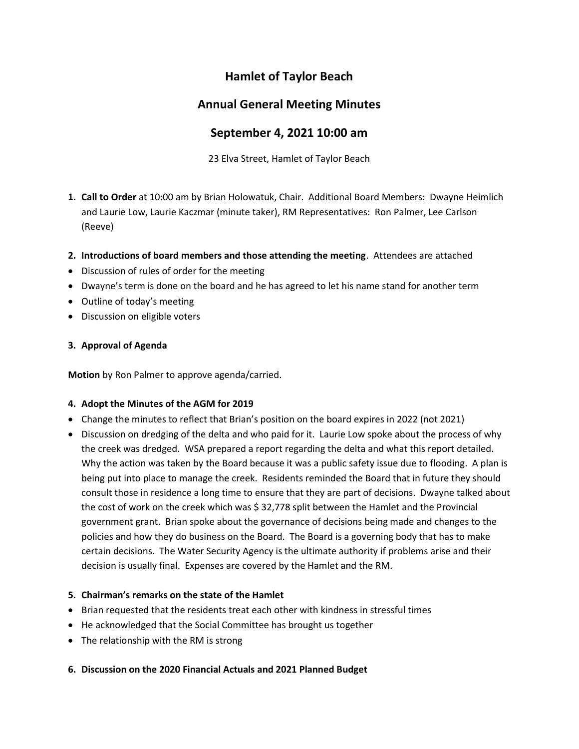# Hamlet of Taylor Beach

## Annual General Meeting Minutes

## September 4, 2021 10:00 am

23 Elva Street, Hamlet of Taylor Beach

1. **Call to Order** at 10:00 am by Brian Holowatuk, Chair. Additional Board Members: Dwayne Heimlich and Laurie Low, Laurie Kaczmar (minute taker), RM Representatives: Ron Palmer, Lee Carlson (Reeve)

2. **Introductions of board members and those attending the meeting**. Attendees are attached

- Discussion of rules of order for the meeting
- Dwayne's term is done on the board and he has agreed to let his name stand for another term
- Outline of today's meeting
- Discussion on eligible voters

3. **Approval of Agenda**

**Motion** by Ron Palmer to approve agenda/carried.

4. **Adopt the Minutes of the AGM for 2019**

- Change the minutes to reflect that Brian's position on the board expires in 2022 (not 2021)
- Discussion on dredging of the delta and who paid for it. Laurie Low spoke about the process of why the creek was dredged. WSA prepared a report regarding the delta and what this report detailed. Why the action was taken by the Board because it was a public safety issue due to flooding. A plan is being put into place to manage the creek. Residents reminded the Board that in future they should consult those in residence a long time to ensure that they are part of decisions. Dwayne talked about the cost of work on the creek which was $ 32,778 split between the Hamlet and the Provincial government grant. Brian spoke about the governance of decisions being made and changes to the policies and how they do business on the Board. The Board is a governing body that has to make certain decisions. The Water Security Agency is the ultimate authority if problems arise and their decision is usually final. Expenses are covered by the Hamlet and the RM.

5. **Chairman's remarks on the state of the Hamlet**

- Brian requested that the residents treat each other with kindness in stressful times
- He acknowledged that the Social Committee has brought us together
- The relationship with the RM is strong

6. **Discussion on the 2020 Financial Actuals and 2021 Planned Budget**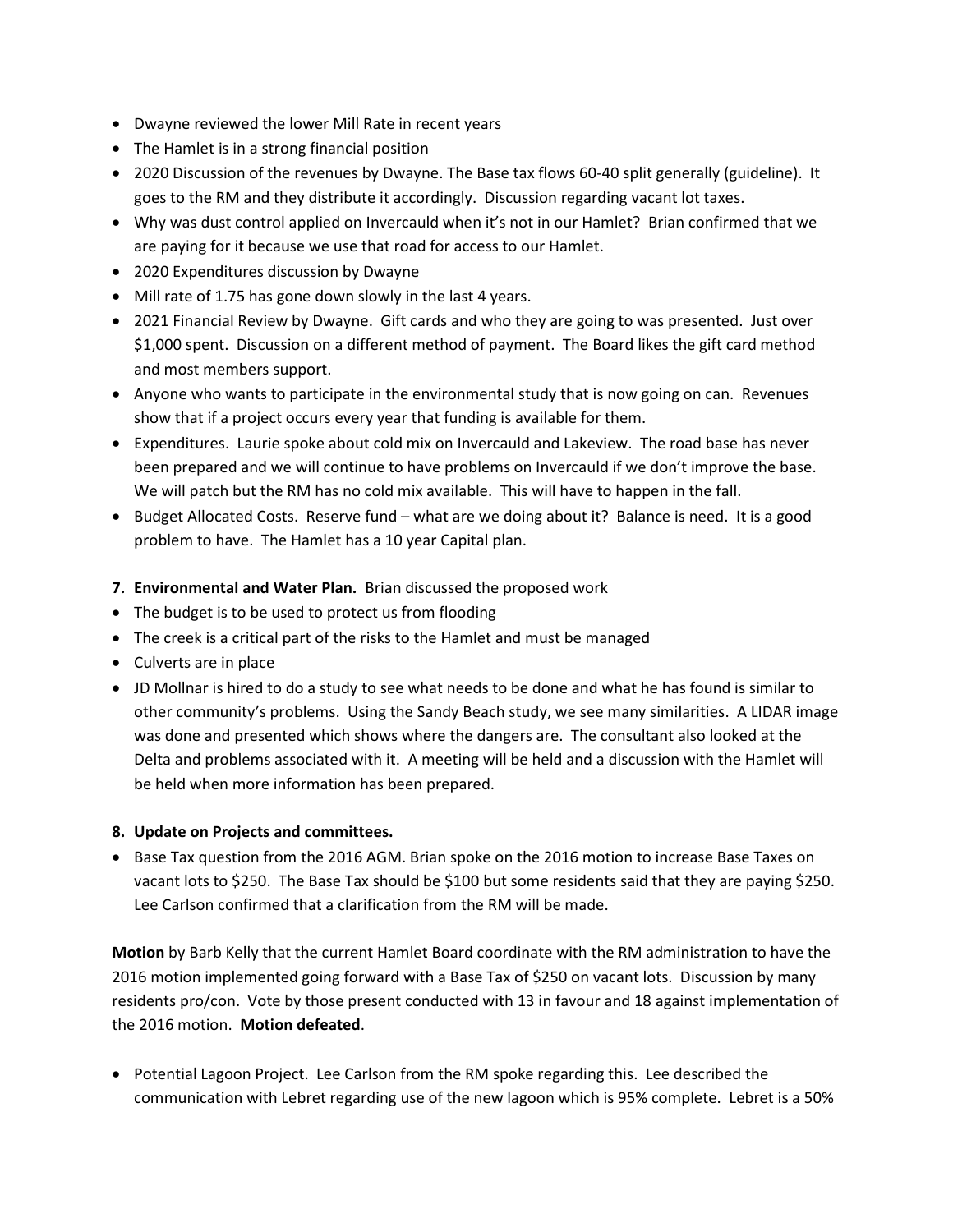- Dwayne reviewed the lower Mill Rate in recent years
- The Hamlet is in a strong financial position
- 2020 Discussion of the revenues by Dwayne. The Base tax flows 60-40 split generally (guideline). It goes to the RM and they distribute it accordingly. Discussion regarding vacant lot taxes.
- Why was dust control applied on Invercauld when it's not in our Hamlet? Brian confirmed that we are paying for it because we use that road for access to our Hamlet.
- 2020 Expenditures discussion by Dwayne
- Mill rate of 1.75 has gone down slowly in the last 4 years.
- 2021 Financial Review by Dwayne. Gift cards and who they are going to was presented. Just over $1,000 spent. Discussion on a different method of payment. The Board likes the gift card method and most members support.
- Anyone who wants to participate in the environmental study that is now going on can. Revenues show that if a project occurs every year that funding is available for them.
- Expenditures. Laurie spoke about cold mix on Invercauld and Lakeview. The road base has never been prepared and we will continue to have problems on Invercauld if we don't improve the base. We will patch but the RM has no cold mix available. This will have to happen in the fall.
- Budget Allocated Costs. Reserve fund – what are we doing about it? Balance is need. It is a good problem to have. The Hamlet has a 10 year Capital plan.

**7. Environmental and Water Plan.** Brian discussed the proposed work

- The budget is to be used to protect us from flooding
- The creek is a critical part of the risks to the Hamlet and must be managed
- Culverts are in place
- JD Mollnar is hired to do a study to see what needs to be done and what he has found is similar to other community's problems. Using the Sandy Beach study, we see many similarities. A LIDAR image was done and presented which shows where the dangers are. The consultant also looked at the Delta and problems associated with it. A meeting will be held and a discussion with the Hamlet will be held when more information has been prepared.

**8. Update on Projects and committees.**

- Base Tax question from the 2016 AGM. Brian spoke on the 2016 motion to increase Base Taxes on vacant lots to $250. The Base Tax should be $100 but some residents said that they are paying $250. Lee Carlson confirmed that a clarification from the RM will be made.

**Motion** by Barb Kelly that the current Hamlet Board coordinate with the RM administration to have the 2016 motion implemented going forward with a Base Tax of $250 on vacant lots. Discussion by many residents pro/con. Vote by those present conducted with 13 in favour and 18 against implementation of the 2016 motion. **Motion defeated**.

- Potential Lagoon Project. Lee Carlson from the RM spoke regarding this. Lee described the communication with Lebret regarding use of the new lagoon which is 95% complete. Lebret is a 50%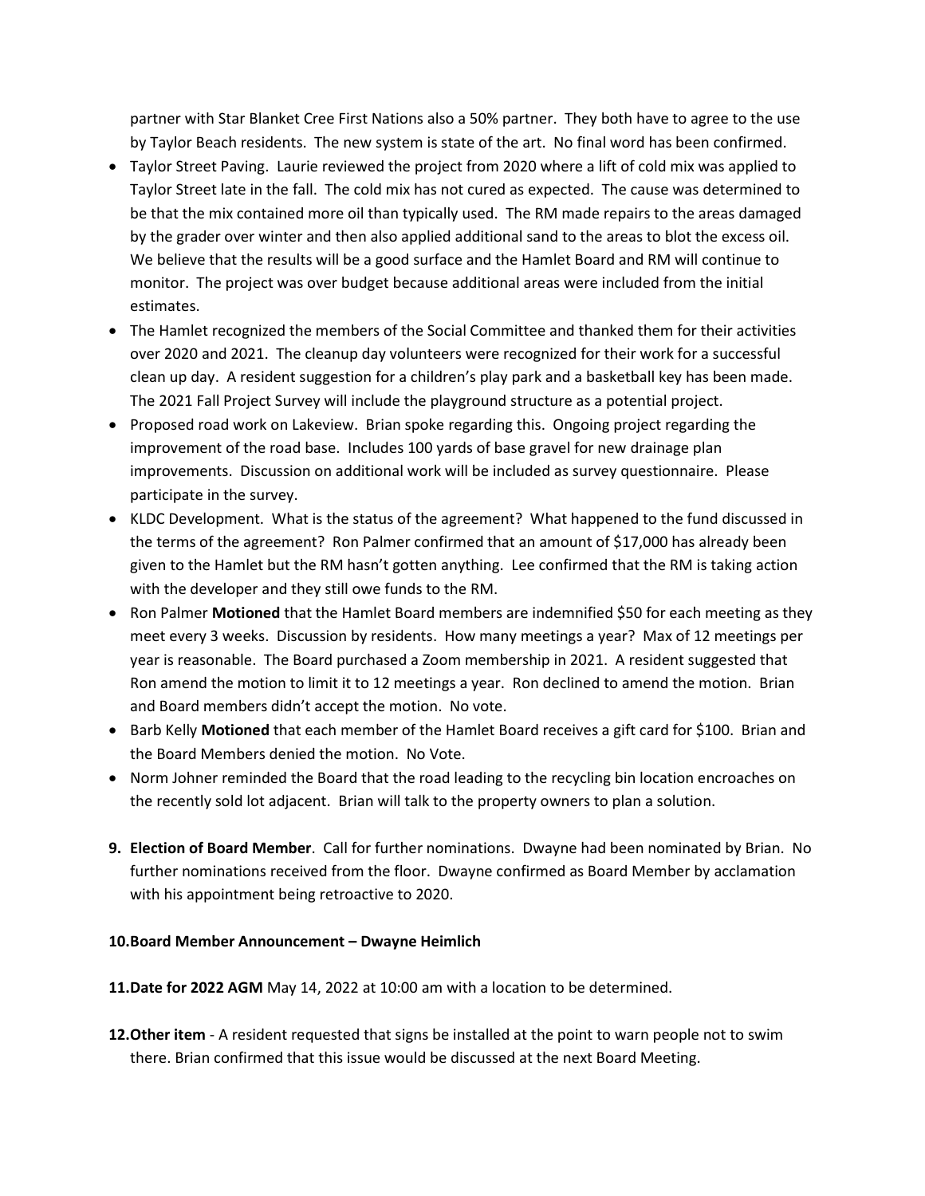partner with Star Blanket Cree First Nations also a 50% partner. They both have to agree to the use by Taylor Beach residents. The new system is state of the art. No final word has been confirmed.

- Taylor Street Paving. Laurie reviewed the project from 2020 where a lift of cold mix was applied to Taylor Street late in the fall. The cold mix has not cured as expected. The cause was determined to be that the mix contained more oil than typically used. The RM made repairs to the areas damaged by the grader over winter and then also applied additional sand to the areas to blot the excess oil. We believe that the results will be a good surface and the Hamlet Board and RM will continue to monitor. The project was over budget because additional areas were included from the initial estimates.
- The Hamlet recognized the members of the Social Committee and thanked them for their activities over 2020 and 2021. The cleanup day volunteers were recognized for their work for a successful clean up day. A resident suggestion for a children's play park and a basketball key has been made. The 2021 Fall Project Survey will include the playground structure as a potential project.
- Proposed road work on Lakeview. Brian spoke regarding this. Ongoing project regarding the improvement of the road base. Includes 100 yards of base gravel for new drainage plan improvements. Discussion on additional work will be included as survey questionnaire. Please participate in the survey.
- KLDC Development. What is the status of the agreement? What happened to the fund discussed in the terms of the agreement? Ron Palmer confirmed that an amount of $17,000 has already been given to the Hamlet but the RM hasn't gotten anything. Lee confirmed that the RM is taking action with the developer and they still owe funds to the RM.
- Ron Palmer **Motioned** that the Hamlet Board members are indemnified $50 for each meeting as they meet every 3 weeks. Discussion by residents. How many meetings a year? Max of 12 meetings per year is reasonable. The Board purchased a Zoom membership in 2021. A resident suggested that Ron amend the motion to limit it to 12 meetings a year. Ron declined to amend the motion. Brian and Board members didn't accept the motion. No vote.
- Barb Kelly **Motioned** that each member of the Hamlet Board receives a gift card for $100. Brian and the Board Members denied the motion. No Vote.
- Norm Johner reminded the Board that the road leading to the recycling bin location encroaches on the recently sold lot adjacent. Brian will talk to the property owners to plan a solution.

**9. Election of Board Member**. Call for further nominations. Dwayne had been nominated by Brian. No further nominations received from the floor. Dwayne confirmed as Board Member by acclamation with his appointment being retroactive to 2020.

**10. Board Member Announcement – Dwayne Heimlich**

**11. Date for 2022 AGM** May 14, 2022 at 10:00 am with a location to be determined.

**12. Other item** - A resident requested that signs be installed at the point to warn people not to swim there. Brian confirmed that this issue would be discussed at the next Board Meeting.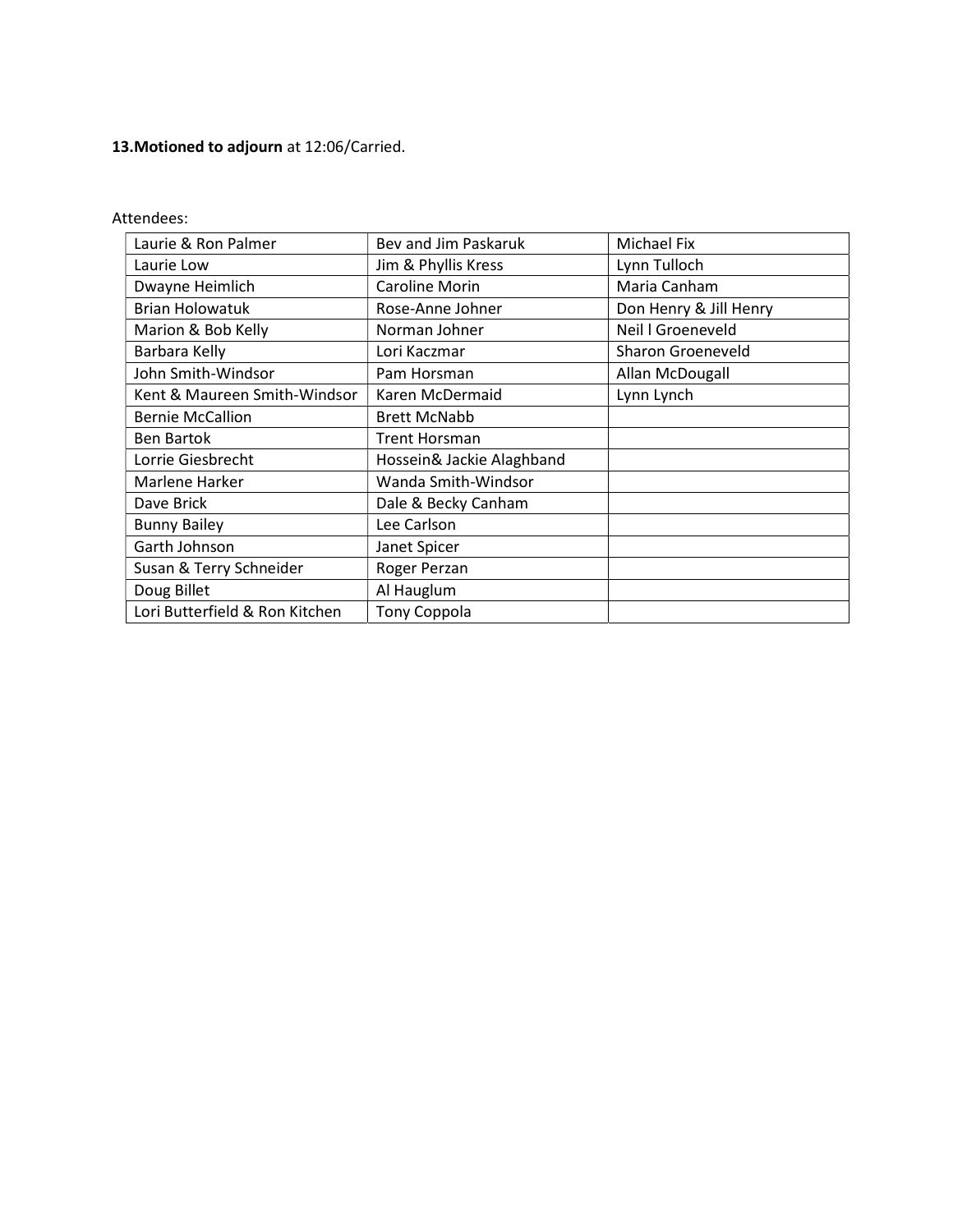**13.Motioned to adjourn** at 12:06/Carried.

Attendees:

| | | |
|---|---|---|
| Laurie & Ron Palmer | Bev and Jim Paskaruk | Michael Fix |
| Laurie Low | Jim & Phyllis Kress | Lynn Tulloch |
| Dwayne Heimlich | Caroline Morin | Maria Canham |
| Brian Holowatuk | Rose-Anne Johner | Don Henry & Jill Henry |
| Marion & Bob Kelly | Norman Johner | Neil l Groeneveld |
| Barbara Kelly | Lori Kaczmar | Sharon Groeneveld |
| John Smith-Windsor | Pam Horsman | Allan McDougall |
| Kent & Maureen Smith-Windsor | Karen McDermaid | Lynn Lynch |
| Bernie McCallion | Brett McNabb | |
| Ben Bartok | Trent Horsman | |
| Lorrie Giesbrecht | Hossein& Jackie Alaghband | |
| Marlene Harker | Wanda Smith-Windsor | |
| Dave Brick | Dale & Becky Canham | |
| Bunny Bailey | Lee Carlson | |
| Garth Johnson | Janet Spicer | |
| Susan & Terry Schneider | Roger Perzan | |
| Doug Billet | Al Hauglum | |
| Lori Butterfield & Ron Kitchen | Tony Coppola | |